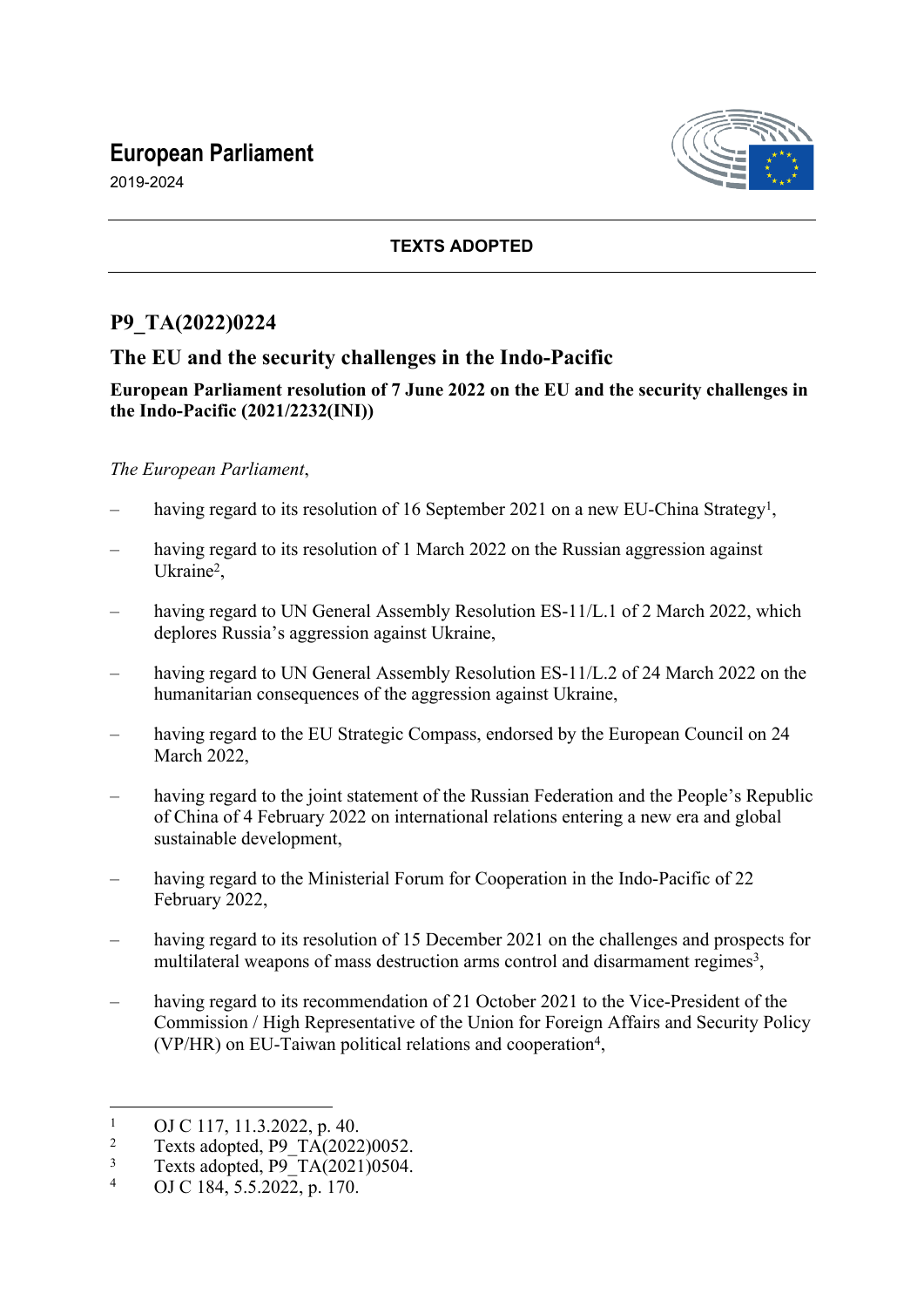# European Parliament

2019-2024

**TEXTS ADOPTED**

## P9_TA(2022)0224

## The EU and the security challenges in the Indo-Pacific

**European Parliament resolution of 7 June 2022 on the EU and the security challenges in the Indo-Pacific (2021/2232(INI))**

*The European Parliament*,

– having regard to its resolution of 16 September 2021 on a new EU-China Strategy[1],

– having regard to its resolution of 1 March 2022 on the Russian aggression against Ukraine[2],

– having regard to UN General Assembly Resolution ES-11/L.1 of 2 March 2022, which deplores Russia's aggression against Ukraine,

– having regard to UN General Assembly Resolution ES-11/L.2 of 24 March 2022 on the humanitarian consequences of the aggression against Ukraine,

– having regard to the EU Strategic Compass, endorsed by the European Council on 24 March 2022,

– having regard to the joint statement of the Russian Federation and the People's Republic of China of 4 February 2022 on international relations entering a new era and global sustainable development,

– having regard to the Ministerial Forum for Cooperation in the Indo-Pacific of 22 February 2022,

– having regard to its resolution of 15 December 2021 on the challenges and prospects for multilateral weapons of mass destruction arms control and disarmament regimes[3],

– having regard to its recommendation of 21 October 2021 to the Vice-President of the Commission / High Representative of the Union for Foreign Affairs and Security Policy (VP/HR) on EU-Taiwan political relations and cooperation[4],

---

[1] OJ C 117, 11.3.2022, p. 40.
[2] Texts adopted, P9_TA(2022)0052.
[3] Texts adopted, P9_TA(2021)0504.
[4] OJ C 184, 5.5.2022, p. 170.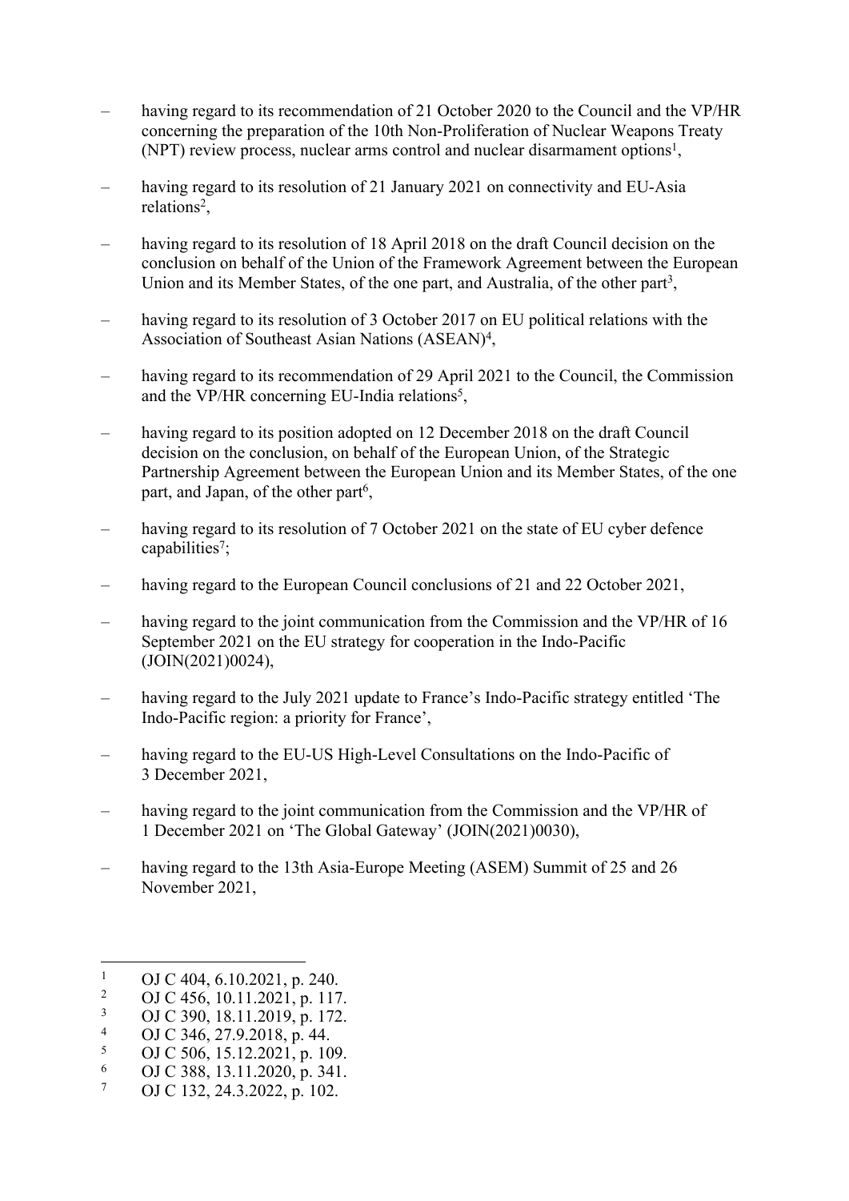- having regard to its recommendation of 21 October 2020 to the Council and the VP/HR concerning the preparation of the 10th Non-Proliferation of Nuclear Weapons Treaty (NPT) review process, nuclear arms control and nuclear disarmament options[1],

- having regard to its resolution of 21 January 2021 on connectivity and EU-Asia relations[2],

- having regard to its resolution of 18 April 2018 on the draft Council decision on the conclusion on behalf of the Union of the Framework Agreement between the European Union and its Member States, of the one part, and Australia, of the other part[3],

- having regard to its resolution of 3 October 2017 on EU political relations with the Association of Southeast Asian Nations (ASEAN)[4],

- having regard to its recommendation of 29 April 2021 to the Council, the Commission and the VP/HR concerning EU-India relations[5],

- having regard to its position adopted on 12 December 2018 on the draft Council decision on the conclusion, on behalf of the European Union, of the Strategic Partnership Agreement between the European Union and its Member States, of the one part, and Japan, of the other part[6],

- having regard to its resolution of 7 October 2021 on the state of EU cyber defence capabilities[7];

- having regard to the European Council conclusions of 21 and 22 October 2021,

- having regard to the joint communication from the Commission and the VP/HR of 16 September 2021 on the EU strategy for cooperation in the Indo-Pacific (JOIN(2021)0024),

- having regard to the July 2021 update to France's Indo-Pacific strategy entitled 'The Indo-Pacific region: a priority for France',

- having regard to the EU-US High-Level Consultations on the Indo-Pacific of 3 December 2021,

- having regard to the joint communication from the Commission and the VP/HR of 1 December 2021 on 'The Global Gateway' (JOIN(2021)0030),

- having regard to the 13th Asia-Europe Meeting (ASEM) Summit of 25 and 26 November 2021,

---

[1] OJ C 404, 6.10.2021, p. 240.
[2] OJ C 456, 10.11.2021, p. 117.
[3] OJ C 390, 18.11.2019, p. 172.
[4] OJ C 346, 27.9.2018, p. 44.
[5] OJ C 506, 15.12.2021, p. 109.
[6] OJ C 388, 13.11.2020, p. 341.
[7] OJ C 132, 24.3.2022, p. 102.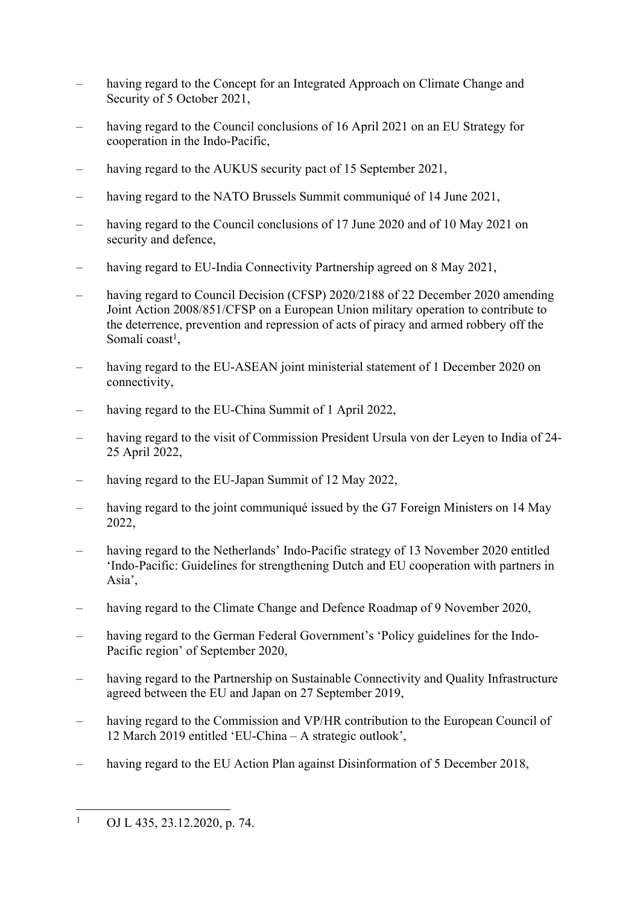– having regard to the Concept for an Integrated Approach on Climate Change and Security of 5 October 2021,

– having regard to the Council conclusions of 16 April 2021 on an EU Strategy for cooperation in the Indo-Pacific,

– having regard to the AUKUS security pact of 15 September 2021,

– having regard to the NATO Brussels Summit communiqué of 14 June 2021,

– having regard to the Council conclusions of 17 June 2020 and of 10 May 2021 on security and defence,

– having regard to EU-India Connectivity Partnership agreed on 8 May 2021,

– having regard to Council Decision (CFSP) 2020/2188 of 22 December 2020 amending Joint Action 2008/851/CFSP on a European Union military operation to contribute to the deterrence, prevention and repression of acts of piracy and armed robbery off the Somali coast[1],

– having regard to the EU-ASEAN joint ministerial statement of 1 December 2020 on connectivity,

– having regard to the EU-China Summit of 1 April 2022,

– having regard to the visit of Commission President Ursula von der Leyen to India of 24-25 April 2022,

– having regard to the EU-Japan Summit of 12 May 2022,

– having regard to the joint communiqué issued by the G7 Foreign Ministers on 14 May 2022,

– having regard to the Netherlands' Indo-Pacific strategy of 13 November 2020 entitled 'Indo-Pacific: Guidelines for strengthening Dutch and EU cooperation with partners in Asia',

– having regard to the Climate Change and Defence Roadmap of 9 November 2020,

– having regard to the German Federal Government's 'Policy guidelines for the Indo-Pacific region' of September 2020,

– having regard to the Partnership on Sustainable Connectivity and Quality Infrastructure agreed between the EU and Japan on 27 September 2019,

– having regard to the Commission and VP/HR contribution to the European Council of 12 March 2019 entitled 'EU-China – A strategic outlook',

– having regard to the EU Action Plan against Disinformation of 5 December 2018,

---

[1] OJ L 435, 23.12.2020, p. 74.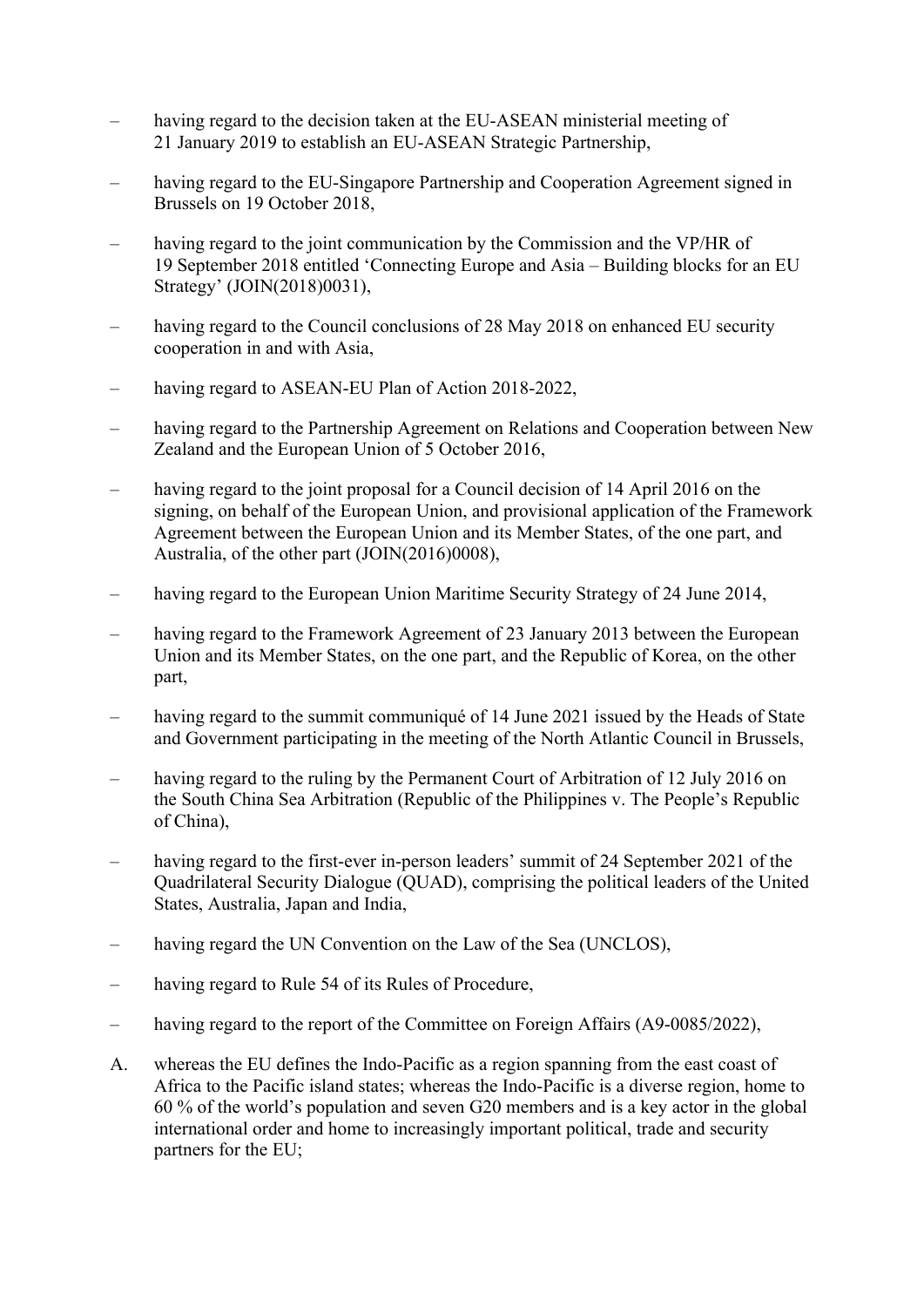– having regard to the decision taken at the EU-ASEAN ministerial meeting of 21 January 2019 to establish an EU-ASEAN Strategic Partnership,

– having regard to the EU-Singapore Partnership and Cooperation Agreement signed in Brussels on 19 October 2018,

– having regard to the joint communication by the Commission and the VP/HR of 19 September 2018 entitled 'Connecting Europe and Asia – Building blocks for an EU Strategy' (JOIN(2018)0031),

– having regard to the Council conclusions of 28 May 2018 on enhanced EU security cooperation in and with Asia,

– having regard to ASEAN-EU Plan of Action 2018-2022,

– having regard to the Partnership Agreement on Relations and Cooperation between New Zealand and the European Union of 5 October 2016,

– having regard to the joint proposal for a Council decision of 14 April 2016 on the signing, on behalf of the European Union, and provisional application of the Framework Agreement between the European Union and its Member States, of the one part, and Australia, of the other part (JOIN(2016)0008),

– having regard to the European Union Maritime Security Strategy of 24 June 2014,

– having regard to the Framework Agreement of 23 January 2013 between the European Union and its Member States, on the one part, and the Republic of Korea, on the other part,

– having regard to the summit communiqué of 14 June 2021 issued by the Heads of State and Government participating in the meeting of the North Atlantic Council in Brussels,

– having regard to the ruling by the Permanent Court of Arbitration of 12 July 2016 on the South China Sea Arbitration (Republic of the Philippines v. The People's Republic of China),

– having regard to the first-ever in-person leaders' summit of 24 September 2021 of the Quadrilateral Security Dialogue (QUAD), comprising the political leaders of the United States, Australia, Japan and India,

– having regard the UN Convention on the Law of the Sea (UNCLOS),

– having regard to Rule 54 of its Rules of Procedure,

– having regard to the report of the Committee on Foreign Affairs (A9-0085/2022),

A. whereas the EU defines the Indo-Pacific as a region spanning from the east coast of Africa to the Pacific island states; whereas the Indo-Pacific is a diverse region, home to 60 % of the world's population and seven G20 members and is a key actor in the global international order and home to increasingly important political, trade and security partners for the EU;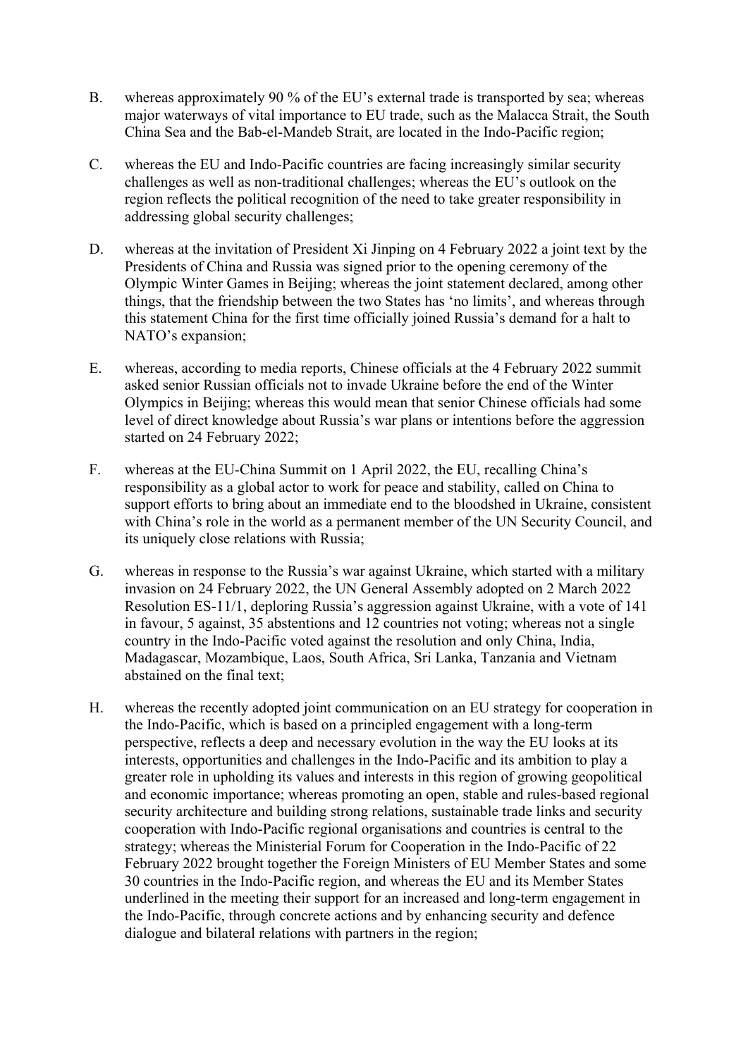B. whereas approximately 90 % of the EU's external trade is transported by sea; whereas major waterways of vital importance to EU trade, such as the Malacca Strait, the South China Sea and the Bab-el-Mandeb Strait, are located in the Indo-Pacific region;

C. whereas the EU and Indo-Pacific countries are facing increasingly similar security challenges as well as non-traditional challenges; whereas the EU's outlook on the region reflects the political recognition of the need to take greater responsibility in addressing global security challenges;

D. whereas at the invitation of President Xi Jinping on 4 February 2022 a joint text by the Presidents of China and Russia was signed prior to the opening ceremony of the Olympic Winter Games in Beijing; whereas the joint statement declared, among other things, that the friendship between the two States has 'no limits', and whereas through this statement China for the first time officially joined Russia's demand for a halt to NATO's expansion;

E. whereas, according to media reports, Chinese officials at the 4 February 2022 summit asked senior Russian officials not to invade Ukraine before the end of the Winter Olympics in Beijing; whereas this would mean that senior Chinese officials had some level of direct knowledge about Russia's war plans or intentions before the aggression started on 24 February 2022;

F. whereas at the EU-China Summit on 1 April 2022, the EU, recalling China's responsibility as a global actor to work for peace and stability, called on China to support efforts to bring about an immediate end to the bloodshed in Ukraine, consistent with China's role in the world as a permanent member of the UN Security Council, and its uniquely close relations with Russia;

G. whereas in response to the Russia's war against Ukraine, which started with a military invasion on 24 February 2022, the UN General Assembly adopted on 2 March 2022 Resolution ES-11/1, deploring Russia's aggression against Ukraine, with a vote of 141 in favour, 5 against, 35 abstentions and 12 countries not voting; whereas not a single country in the Indo-Pacific voted against the resolution and only China, India, Madagascar, Mozambique, Laos, South Africa, Sri Lanka, Tanzania and Vietnam abstained on the final text;

H. whereas the recently adopted joint communication on an EU strategy for cooperation in the Indo-Pacific, which is based on a principled engagement with a long-term perspective, reflects a deep and necessary evolution in the way the EU looks at its interests, opportunities and challenges in the Indo-Pacific and its ambition to play a greater role in upholding its values and interests in this region of growing geopolitical and economic importance; whereas promoting an open, stable and rules-based regional security architecture and building strong relations, sustainable trade links and security cooperation with Indo-Pacific regional organisations and countries is central to the strategy; whereas the Ministerial Forum for Cooperation in the Indo-Pacific of 22 February 2022 brought together the Foreign Ministers of EU Member States and some 30 countries in the Indo-Pacific region, and whereas the EU and its Member States underlined in the meeting their support for an increased and long-term engagement in the Indo-Pacific, through concrete actions and by enhancing security and defence dialogue and bilateral relations with partners in the region;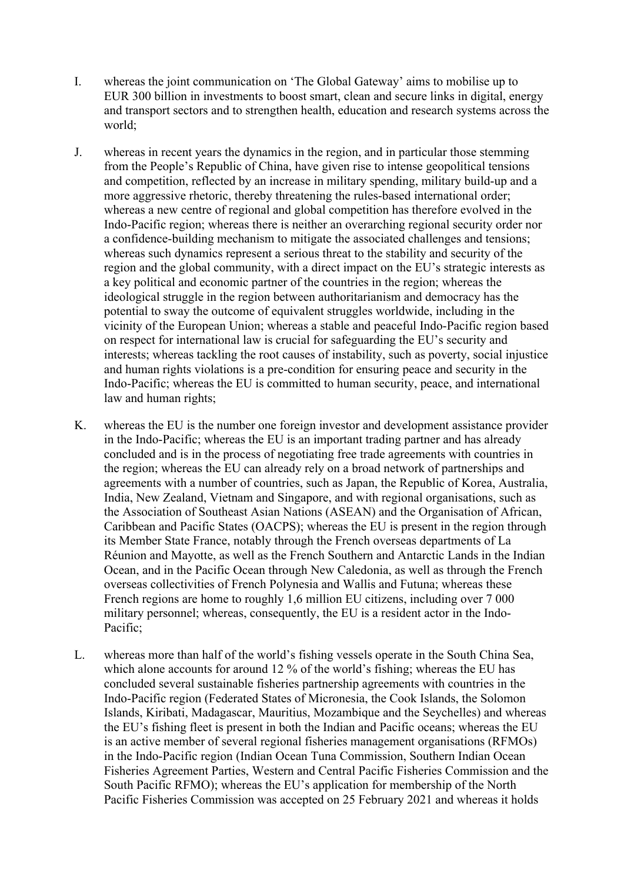I. whereas the joint communication on 'The Global Gateway' aims to mobilise up to EUR 300 billion in investments to boost smart, clean and secure links in digital, energy and transport sectors and to strengthen health, education and research systems across the world;

J. whereas in recent years the dynamics in the region, and in particular those stemming from the People's Republic of China, have given rise to intense geopolitical tensions and competition, reflected by an increase in military spending, military build-up and a more aggressive rhetoric, thereby threatening the rules-based international order; whereas a new centre of regional and global competition has therefore evolved in the Indo-Pacific region; whereas there is neither an overarching regional security order nor a confidence-building mechanism to mitigate the associated challenges and tensions; whereas such dynamics represent a serious threat to the stability and security of the region and the global community, with a direct impact on the EU's strategic interests as a key political and economic partner of the countries in the region; whereas the ideological struggle in the region between authoritarianism and democracy has the potential to sway the outcome of equivalent struggles worldwide, including in the vicinity of the European Union; whereas a stable and peaceful Indo-Pacific region based on respect for international law is crucial for safeguarding the EU's security and interests; whereas tackling the root causes of instability, such as poverty, social injustice and human rights violations is a pre-condition for ensuring peace and security in the Indo-Pacific; whereas the EU is committed to human security, peace, and international law and human rights;

K. whereas the EU is the number one foreign investor and development assistance provider in the Indo-Pacific; whereas the EU is an important trading partner and has already concluded and is in the process of negotiating free trade agreements with countries in the region; whereas the EU can already rely on a broad network of partnerships and agreements with a number of countries, such as Japan, the Republic of Korea, Australia, India, New Zealand, Vietnam and Singapore, and with regional organisations, such as the Association of Southeast Asian Nations (ASEAN) and the Organisation of African, Caribbean and Pacific States (OACPS); whereas the EU is present in the region through its Member State France, notably through the French overseas departments of La Réunion and Mayotte, as well as the French Southern and Antarctic Lands in the Indian Ocean, and in the Pacific Ocean through New Caledonia, as well as through the French overseas collectivities of French Polynesia and Wallis and Futuna; whereas these French regions are home to roughly 1,6 million EU citizens, including over 7 000 military personnel; whereas, consequently, the EU is a resident actor in the Indo-Pacific;

L. whereas more than half of the world's fishing vessels operate in the South China Sea, which alone accounts for around 12 % of the world's fishing; whereas the EU has concluded several sustainable fisheries partnership agreements with countries in the Indo-Pacific region (Federated States of Micronesia, the Cook Islands, the Solomon Islands, Kiribati, Madagascar, Mauritius, Mozambique and the Seychelles) and whereas the EU's fishing fleet is present in both the Indian and Pacific oceans; whereas the EU is an active member of several regional fisheries management organisations (RFMOs) in the Indo-Pacific region (Indian Ocean Tuna Commission, Southern Indian Ocean Fisheries Agreement Parties, Western and Central Pacific Fisheries Commission and the South Pacific RFMO); whereas the EU's application for membership of the North Pacific Fisheries Commission was accepted on 25 February 2021 and whereas it holds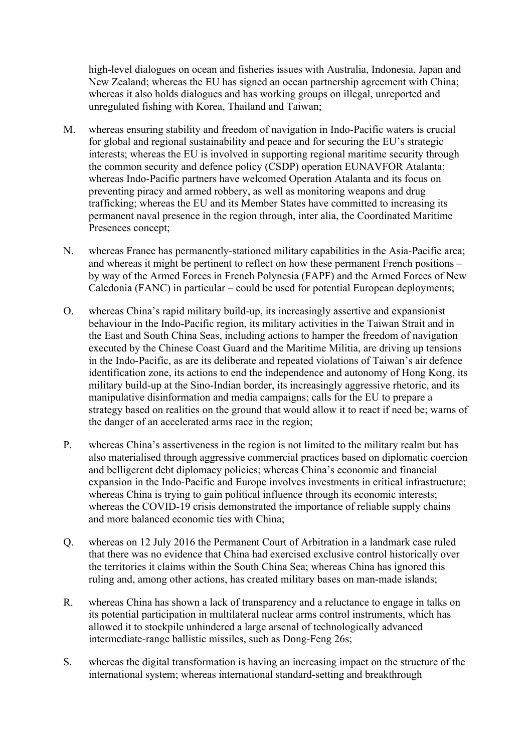high-level dialogues on ocean and fisheries issues with Australia, Indonesia, Japan and New Zealand; whereas the EU has signed an ocean partnership agreement with China; whereas it also holds dialogues and has working groups on illegal, unreported and unregulated fishing with Korea, Thailand and Taiwan;

M. whereas ensuring stability and freedom of navigation in Indo-Pacific waters is crucial for global and regional sustainability and peace and for securing the EU's strategic interests; whereas the EU is involved in supporting regional maritime security through the common security and defence policy (CSDP) operation EUNAVFOR Atalanta; whereas Indo-Pacific partners have welcomed Operation Atalanta and its focus on preventing piracy and armed robbery, as well as monitoring weapons and drug trafficking; whereas the EU and its Member States have committed to increasing its permanent naval presence in the region through, inter alia, the Coordinated Maritime Presences concept;

N. whereas France has permanently-stationed military capabilities in the Asia-Pacific area; and whereas it might be pertinent to reflect on how these permanent French positions – by way of the Armed Forces in French Polynesia (FAPF) and the Armed Forces of New Caledonia (FANC) in particular – could be used for potential European deployments;

O. whereas China's rapid military build-up, its increasingly assertive and expansionist behaviour in the Indo-Pacific region, its military activities in the Taiwan Strait and in the East and South China Seas, including actions to hamper the freedom of navigation executed by the Chinese Coast Guard and the Maritime Militia, are driving up tensions in the Indo-Pacific, as are its deliberate and repeated violations of Taiwan's air defence identification zone, its actions to end the independence and autonomy of Hong Kong, its military build-up at the Sino-Indian border, its increasingly aggressive rhetoric, and its manipulative disinformation and media campaigns; calls for the EU to prepare a strategy based on realities on the ground that would allow it to react if need be; warns of the danger of an accelerated arms race in the region;

P. whereas China's assertiveness in the region is not limited to the military realm but has also materialised through aggressive commercial practices based on diplomatic coercion and belligerent debt diplomacy policies; whereas China's economic and financial expansion in the Indo-Pacific and Europe involves investments in critical infrastructure; whereas China is trying to gain political influence through its economic interests; whereas the COVID-19 crisis demonstrated the importance of reliable supply chains and more balanced economic ties with China;

Q. whereas on 12 July 2016 the Permanent Court of Arbitration in a landmark case ruled that there was no evidence that China had exercised exclusive control historically over the territories it claims within the South China Sea; whereas China has ignored this ruling and, among other actions, has created military bases on man-made islands;

R. whereas China has shown a lack of transparency and a reluctance to engage in talks on its potential participation in multilateral nuclear arms control instruments, which has allowed it to stockpile unhindered a large arsenal of technologically advanced intermediate-range ballistic missiles, such as Dong-Feng 26s;

S. whereas the digital transformation is having an increasing impact on the structure of the international system; whereas international standard-setting and breakthrough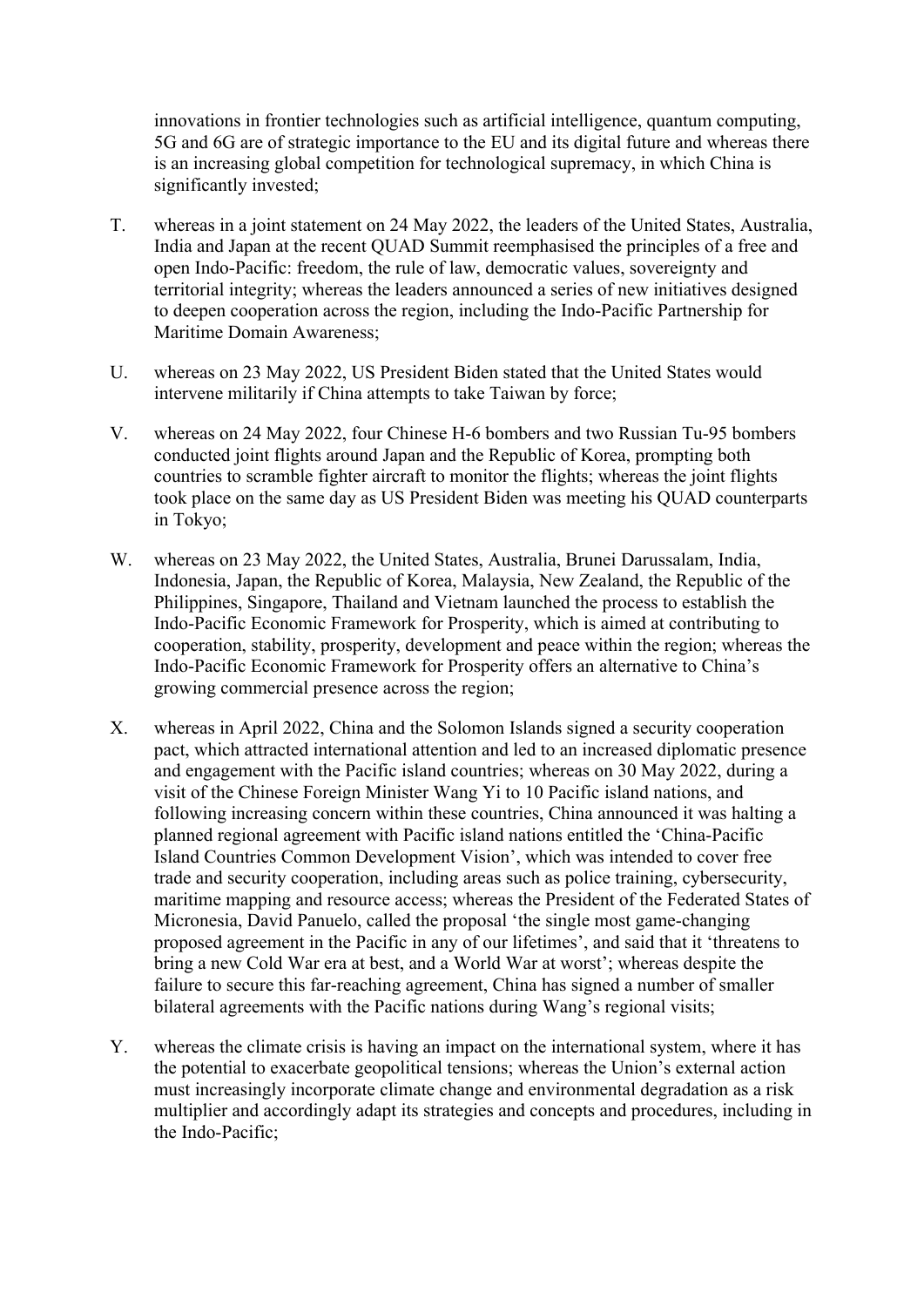innovations in frontier technologies such as artificial intelligence, quantum computing, 5G and 6G are of strategic importance to the EU and its digital future and whereas there is an increasing global competition for technological supremacy, in which China is significantly invested;

T. whereas in a joint statement on 24 May 2022, the leaders of the United States, Australia, India and Japan at the recent QUAD Summit reemphasised the principles of a free and open Indo-Pacific: freedom, the rule of law, democratic values, sovereignty and territorial integrity; whereas the leaders announced a series of new initiatives designed to deepen cooperation across the region, including the Indo-Pacific Partnership for Maritime Domain Awareness;

U. whereas on 23 May 2022, US President Biden stated that the United States would intervene militarily if China attempts to take Taiwan by force;

V. whereas on 24 May 2022, four Chinese H-6 bombers and two Russian Tu-95 bombers conducted joint flights around Japan and the Republic of Korea, prompting both countries to scramble fighter aircraft to monitor the flights; whereas the joint flights took place on the same day as US President Biden was meeting his QUAD counterparts in Tokyo;

W. whereas on 23 May 2022, the United States, Australia, Brunei Darussalam, India, Indonesia, Japan, the Republic of Korea, Malaysia, New Zealand, the Republic of the Philippines, Singapore, Thailand and Vietnam launched the process to establish the Indo-Pacific Economic Framework for Prosperity, which is aimed at contributing to cooperation, stability, prosperity, development and peace within the region; whereas the Indo-Pacific Economic Framework for Prosperity offers an alternative to China's growing commercial presence across the region;

X. whereas in April 2022, China and the Solomon Islands signed a security cooperation pact, which attracted international attention and led to an increased diplomatic presence and engagement with the Pacific island countries; whereas on 30 May 2022, during a visit of the Chinese Foreign Minister Wang Yi to 10 Pacific island nations, and following increasing concern within these countries, China announced it was halting a planned regional agreement with Pacific island nations entitled the 'China-Pacific Island Countries Common Development Vision', which was intended to cover free trade and security cooperation, including areas such as police training, cybersecurity, maritime mapping and resource access; whereas the President of the Federated States of Micronesia, David Panuelo, called the proposal 'the single most game-changing proposed agreement in the Pacific in any of our lifetimes', and said that it 'threatens to bring a new Cold War era at best, and a World War at worst'; whereas despite the failure to secure this far-reaching agreement, China has signed a number of smaller bilateral agreements with the Pacific nations during Wang's regional visits;

Y. whereas the climate crisis is having an impact on the international system, where it has the potential to exacerbate geopolitical tensions; whereas the Union's external action must increasingly incorporate climate change and environmental degradation as a risk multiplier and accordingly adapt its strategies and concepts and procedures, including in the Indo-Pacific;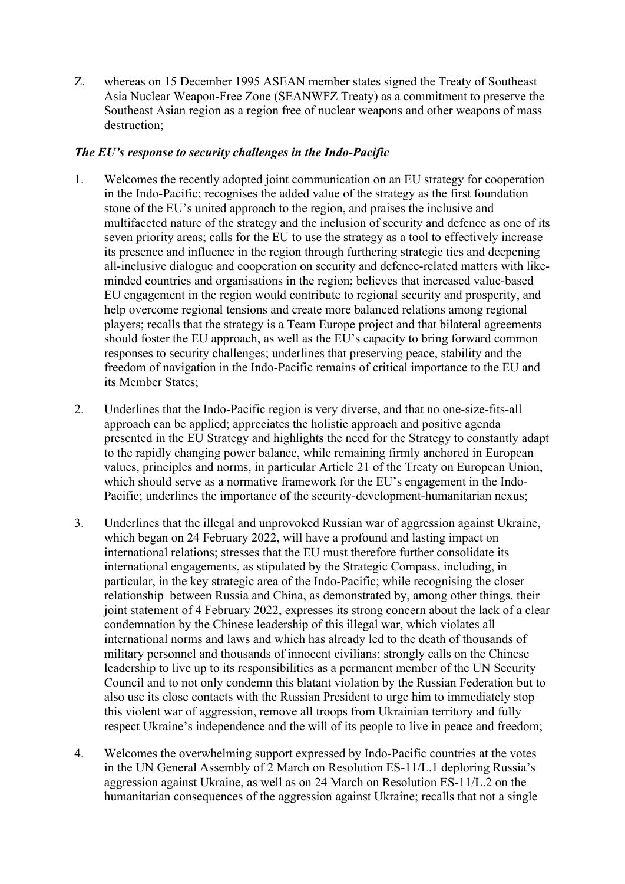Z. whereas on 15 December 1995 ASEAN member states signed the Treaty of Southeast Asia Nuclear Weapon-Free Zone (SEANWFZ Treaty) as a commitment to preserve the Southeast Asian region as a region free of nuclear weapons and other weapons of mass destruction;

***The EU's response to security challenges in the Indo-Pacific***

1. Welcomes the recently adopted joint communication on an EU strategy for cooperation in the Indo-Pacific; recognises the added value of the strategy as the first foundation stone of the EU's united approach to the region, and praises the inclusive and multifaceted nature of the strategy and the inclusion of security and defence as one of its seven priority areas; calls for the EU to use the strategy as a tool to effectively increase its presence and influence in the region through furthering strategic ties and deepening all-inclusive dialogue and cooperation on security and defence-related matters with like-minded countries and organisations in the region; believes that increased value-based EU engagement in the region would contribute to regional security and prosperity, and help overcome regional tensions and create more balanced relations among regional players; recalls that the strategy is a Team Europe project and that bilateral agreements should foster the EU approach, as well as the EU's capacity to bring forward common responses to security challenges; underlines that preserving peace, stability and the freedom of navigation in the Indo-Pacific remains of critical importance to the EU and its Member States;

2. Underlines that the Indo-Pacific region is very diverse, and that no one-size-fits-all approach can be applied; appreciates the holistic approach and positive agenda presented in the EU Strategy and highlights the need for the Strategy to constantly adapt to the rapidly changing power balance, while remaining firmly anchored in European values, principles and norms, in particular Article 21 of the Treaty on European Union, which should serve as a normative framework for the EU's engagement in the Indo-Pacific; underlines the importance of the security-development-humanitarian nexus;

3. Underlines that the illegal and unprovoked Russian war of aggression against Ukraine, which began on 24 February 2022, will have a profound and lasting impact on international relations; stresses that the EU must therefore further consolidate its international engagements, as stipulated by the Strategic Compass, including, in particular, in the key strategic area of the Indo-Pacific; while recognising the closer relationship between Russia and China, as demonstrated by, among other things, their joint statement of 4 February 2022, expresses its strong concern about the lack of a clear condemnation by the Chinese leadership of this illegal war, which violates all international norms and laws and which has already led to the death of thousands of military personnel and thousands of innocent civilians; strongly calls on the Chinese leadership to live up to its responsibilities as a permanent member of the UN Security Council and to not only condemn this blatant violation by the Russian Federation but to also use its close contacts with the Russian President to urge him to immediately stop this violent war of aggression, remove all troops from Ukrainian territory and fully respect Ukraine's independence and the will of its people to live in peace and freedom;

4. Welcomes the overwhelming support expressed by Indo-Pacific countries at the votes in the UN General Assembly of 2 March on Resolution ES-11/L.1 deploring Russia's aggression against Ukraine, as well as on 24 March on Resolution ES-11/L.2 on the humanitarian consequences of the aggression against Ukraine; recalls that not a single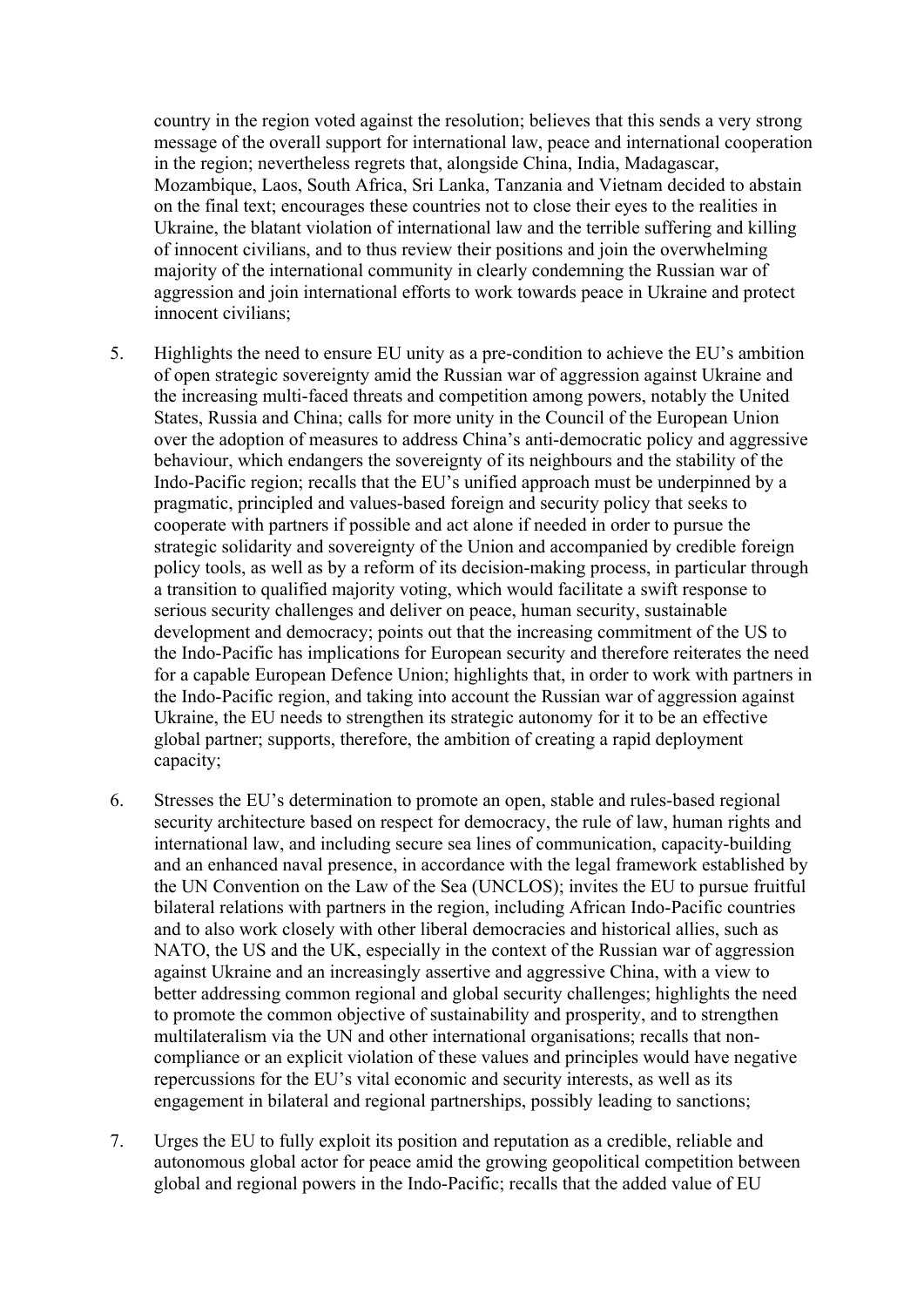country in the region voted against the resolution; believes that this sends a very strong message of the overall support for international law, peace and international cooperation in the region; nevertheless regrets that, alongside China, India, Madagascar, Mozambique, Laos, South Africa, Sri Lanka, Tanzania and Vietnam decided to abstain on the final text; encourages these countries not to close their eyes to the realities in Ukraine, the blatant violation of international law and the terrible suffering and killing of innocent civilians, and to thus review their positions and join the overwhelming majority of the international community in clearly condemning the Russian war of aggression and join international efforts to work towards peace in Ukraine and protect innocent civilians;

5. Highlights the need to ensure EU unity as a pre-condition to achieve the EU's ambition of open strategic sovereignty amid the Russian war of aggression against Ukraine and the increasing multi-faced threats and competition among powers, notably the United States, Russia and China; calls for more unity in the Council of the European Union over the adoption of measures to address China's anti-democratic policy and aggressive behaviour, which endangers the sovereignty of its neighbours and the stability of the Indo-Pacific region; recalls that the EU's unified approach must be underpinned by a pragmatic, principled and values-based foreign and security policy that seeks to cooperate with partners if possible and act alone if needed in order to pursue the strategic solidarity and sovereignty of the Union and accompanied by credible foreign policy tools, as well as by a reform of its decision-making process, in particular through a transition to qualified majority voting, which would facilitate a swift response to serious security challenges and deliver on peace, human security, sustainable development and democracy; points out that the increasing commitment of the US to the Indo-Pacific has implications for European security and therefore reiterates the need for a capable European Defence Union; highlights that, in order to work with partners in the Indo-Pacific region, and taking into account the Russian war of aggression against Ukraine, the EU needs to strengthen its strategic autonomy for it to be an effective global partner; supports, therefore, the ambition of creating a rapid deployment capacity;

6. Stresses the EU's determination to promote an open, stable and rules-based regional security architecture based on respect for democracy, the rule of law, human rights and international law, and including secure sea lines of communication, capacity-building and an enhanced naval presence, in accordance with the legal framework established by the UN Convention on the Law of the Sea (UNCLOS); invites the EU to pursue fruitful bilateral relations with partners in the region, including African Indo-Pacific countries and to also work closely with other liberal democracies and historical allies, such as NATO, the US and the UK, especially in the context of the Russian war of aggression against Ukraine and an increasingly assertive and aggressive China, with a view to better addressing common regional and global security challenges; highlights the need to promote the common objective of sustainability and prosperity, and to strengthen multilateralism via the UN and other international organisations; recalls that non-compliance or an explicit violation of these values and principles would have negative repercussions for the EU's vital economic and security interests, as well as its engagement in bilateral and regional partnerships, possibly leading to sanctions;

7. Urges the EU to fully exploit its position and reputation as a credible, reliable and autonomous global actor for peace amid the growing geopolitical competition between global and regional powers in the Indo-Pacific; recalls that the added value of EU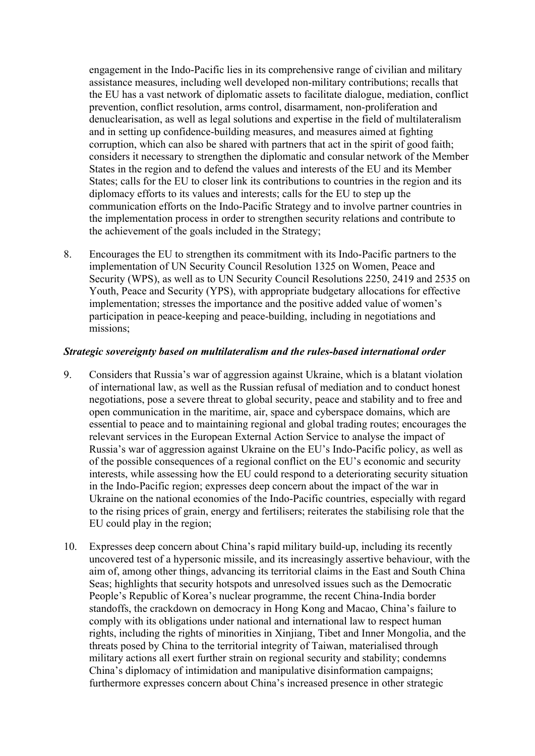engagement in the Indo-Pacific lies in its comprehensive range of civilian and military assistance measures, including well developed non-military contributions; recalls that the EU has a vast network of diplomatic assets to facilitate dialogue, mediation, conflict prevention, conflict resolution, arms control, disarmament, non-proliferation and denuclearisation, as well as legal solutions and expertise in the field of multilateralism and in setting up confidence-building measures, and measures aimed at fighting corruption, which can also be shared with partners that act in the spirit of good faith; considers it necessary to strengthen the diplomatic and consular network of the Member States in the region and to defend the values and interests of the EU and its Member States; calls for the EU to closer link its contributions to countries in the region and its diplomacy efforts to its values and interests; calls for the EU to step up the communication efforts on the Indo-Pacific Strategy and to involve partner countries in the implementation process in order to strengthen security relations and contribute to the achievement of the goals included in the Strategy;

8. Encourages the EU to strengthen its commitment with its Indo-Pacific partners to the implementation of UN Security Council Resolution 1325 on Women, Peace and Security (WPS), as well as to UN Security Council Resolutions 2250, 2419 and 2535 on Youth, Peace and Security (YPS), with appropriate budgetary allocations for effective implementation; stresses the importance and the positive added value of women's participation in peace-keeping and peace-building, including in negotiations and missions;

***Strategic sovereignty based on multilateralism and the rules-based international order***

9. Considers that Russia's war of aggression against Ukraine, which is a blatant violation of international law, as well as the Russian refusal of mediation and to conduct honest negotiations, pose a severe threat to global security, peace and stability and to free and open communication in the maritime, air, space and cyberspace domains, which are essential to peace and to maintaining regional and global trading routes; encourages the relevant services in the European External Action Service to analyse the impact of Russia's war of aggression against Ukraine on the EU's Indo-Pacific policy, as well as of the possible consequences of a regional conflict on the EU's economic and security interests, while assessing how the EU could respond to a deteriorating security situation in the Indo-Pacific region; expresses deep concern about the impact of the war in Ukraine on the national economies of the Indo-Pacific countries, especially with regard to the rising prices of grain, energy and fertilisers; reiterates the stabilising role that the EU could play in the region;

10. Expresses deep concern about China's rapid military build-up, including its recently uncovered test of a hypersonic missile, and its increasingly assertive behaviour, with the aim of, among other things, advancing its territorial claims in the East and South China Seas; highlights that security hotspots and unresolved issues such as the Democratic People's Republic of Korea's nuclear programme, the recent China-India border standoffs, the crackdown on democracy in Hong Kong and Macao, China's failure to comply with its obligations under national and international law to respect human rights, including the rights of minorities in Xinjiang, Tibet and Inner Mongolia, and the threats posed by China to the territorial integrity of Taiwan, materialised through military actions all exert further strain on regional security and stability; condemns China's diplomacy of intimidation and manipulative disinformation campaigns; furthermore expresses concern about China's increased presence in other strategic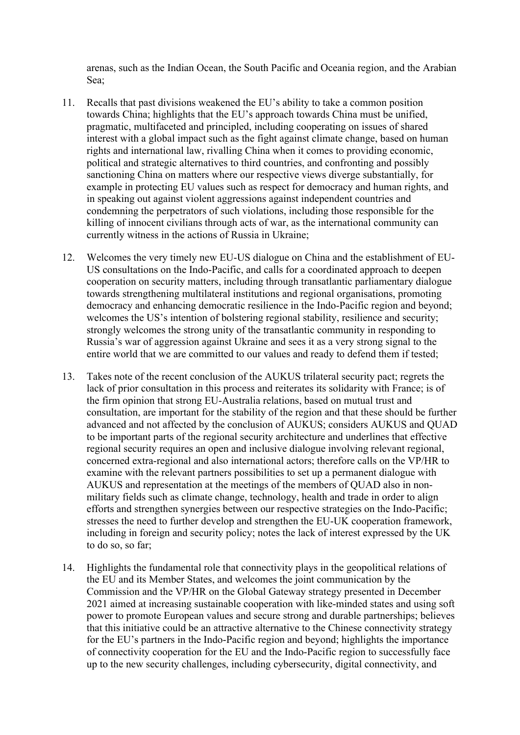arenas, such as the Indian Ocean, the South Pacific and Oceania region, and the Arabian Sea;

11. Recalls that past divisions weakened the EU's ability to take a common position towards China; highlights that the EU's approach towards China must be unified, pragmatic, multifaceted and principled, including cooperating on issues of shared interest with a global impact such as the fight against climate change, based on human rights and international law, rivalling China when it comes to providing economic, political and strategic alternatives to third countries, and confronting and possibly sanctioning China on matters where our respective views diverge substantially, for example in protecting EU values such as respect for democracy and human rights, and in speaking out against violent aggressions against independent countries and condemning the perpetrators of such violations, including those responsible for the killing of innocent civilians through acts of war, as the international community can currently witness in the actions of Russia in Ukraine;

12. Welcomes the very timely new EU-US dialogue on China and the establishment of EU-US consultations on the Indo-Pacific, and calls for a coordinated approach to deepen cooperation on security matters, including through transatlantic parliamentary dialogue towards strengthening multilateral institutions and regional organisations, promoting democracy and enhancing democratic resilience in the Indo-Pacific region and beyond; welcomes the US's intention of bolstering regional stability, resilience and security; strongly welcomes the strong unity of the transatlantic community in responding to Russia's war of aggression against Ukraine and sees it as a very strong signal to the entire world that we are committed to our values and ready to defend them if tested;

13. Takes note of the recent conclusion of the AUKUS trilateral security pact; regrets the lack of prior consultation in this process and reiterates its solidarity with France; is of the firm opinion that strong EU-Australia relations, based on mutual trust and consultation, are important for the stability of the region and that these should be further advanced and not affected by the conclusion of AUKUS; considers AUKUS and QUAD to be important parts of the regional security architecture and underlines that effective regional security requires an open and inclusive dialogue involving relevant regional, concerned extra-regional and also international actors; therefore calls on the VP/HR to examine with the relevant partners possibilities to set up a permanent dialogue with AUKUS and representation at the meetings of the members of QUAD also in non-military fields such as climate change, technology, health and trade in order to align efforts and strengthen synergies between our respective strategies on the Indo-Pacific; stresses the need to further develop and strengthen the EU-UK cooperation framework, including in foreign and security policy; notes the lack of interest expressed by the UK to do so, so far;

14. Highlights the fundamental role that connectivity plays in the geopolitical relations of the EU and its Member States, and welcomes the joint communication by the Commission and the VP/HR on the Global Gateway strategy presented in December 2021 aimed at increasing sustainable cooperation with like-minded states and using soft power to promote European values and secure strong and durable partnerships; believes that this initiative could be an attractive alternative to the Chinese connectivity strategy for the EU's partners in the Indo-Pacific region and beyond; highlights the importance of connectivity cooperation for the EU and the Indo-Pacific region to successfully face up to the new security challenges, including cybersecurity, digital connectivity, and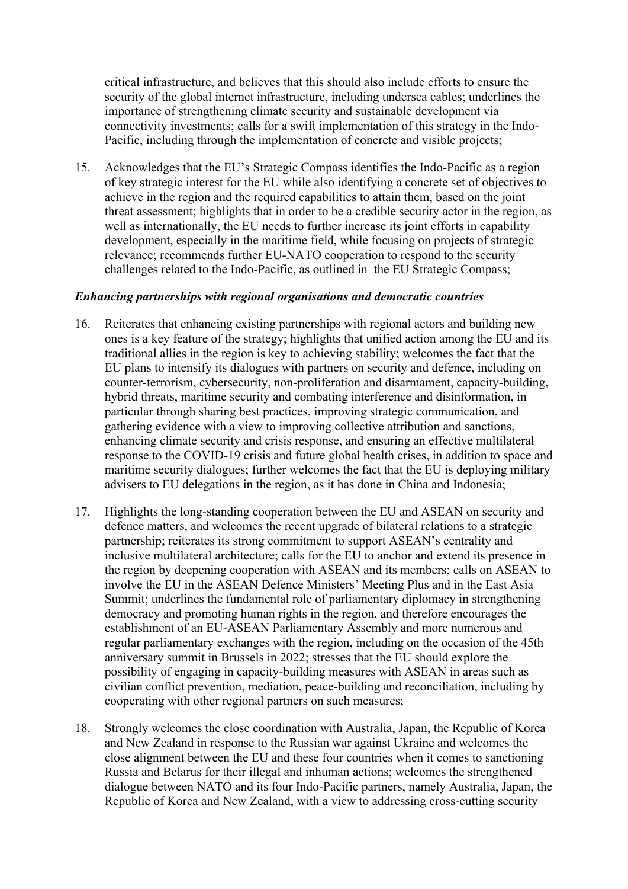critical infrastructure, and believes that this should also include efforts to ensure the security of the global internet infrastructure, including undersea cables; underlines the importance of strengthening climate security and sustainable development via connectivity investments; calls for a swift implementation of this strategy in the Indo-Pacific, including through the implementation of concrete and visible projects;

15. Acknowledges that the EU's Strategic Compass identifies the Indo-Pacific as a region of key strategic interest for the EU while also identifying a concrete set of objectives to achieve in the region and the required capabilities to attain them, based on the joint threat assessment; highlights that in order to be a credible security actor in the region, as well as internationally, the EU needs to further increase its joint efforts in capability development, especially in the maritime field, while focusing on projects of strategic relevance; recommends further EU-NATO cooperation to respond to the security challenges related to the Indo-Pacific, as outlined in the EU Strategic Compass;

***Enhancing partnerships with regional organisations and democratic countries***

16. Reiterates that enhancing existing partnerships with regional actors and building new ones is a key feature of the strategy; highlights that unified action among the EU and its traditional allies in the region is key to achieving stability; welcomes the fact that the EU plans to intensify its dialogues with partners on security and defence, including on counter-terrorism, cybersecurity, non-proliferation and disarmament, capacity-building, hybrid threats, maritime security and combating interference and disinformation, in particular through sharing best practices, improving strategic communication, and gathering evidence with a view to improving collective attribution and sanctions, enhancing climate security and crisis response, and ensuring an effective multilateral response to the COVID-19 crisis and future global health crises, in addition to space and maritime security dialogues; further welcomes the fact that the EU is deploying military advisers to EU delegations in the region, as it has done in China and Indonesia;

17. Highlights the long-standing cooperation between the EU and ASEAN on security and defence matters, and welcomes the recent upgrade of bilateral relations to a strategic partnership; reiterates its strong commitment to support ASEAN's centrality and inclusive multilateral architecture; calls for the EU to anchor and extend its presence in the region by deepening cooperation with ASEAN and its members; calls on ASEAN to involve the EU in the ASEAN Defence Ministers' Meeting Plus and in the East Asia Summit; underlines the fundamental role of parliamentary diplomacy in strengthening democracy and promoting human rights in the region, and therefore encourages the establishment of an EU-ASEAN Parliamentary Assembly and more numerous and regular parliamentary exchanges with the region, including on the occasion of the 45th anniversary summit in Brussels in 2022; stresses that the EU should explore the possibility of engaging in capacity-building measures with ASEAN in areas such as civilian conflict prevention, mediation, peace-building and reconciliation, including by cooperating with other regional partners on such measures;

18. Strongly welcomes the close coordination with Australia, Japan, the Republic of Korea and New Zealand in response to the Russian war against Ukraine and welcomes the close alignment between the EU and these four countries when it comes to sanctioning Russia and Belarus for their illegal and inhuman actions; welcomes the strengthened dialogue between NATO and its four Indo-Pacific partners, namely Australia, Japan, the Republic of Korea and New Zealand, with a view to addressing cross-cutting security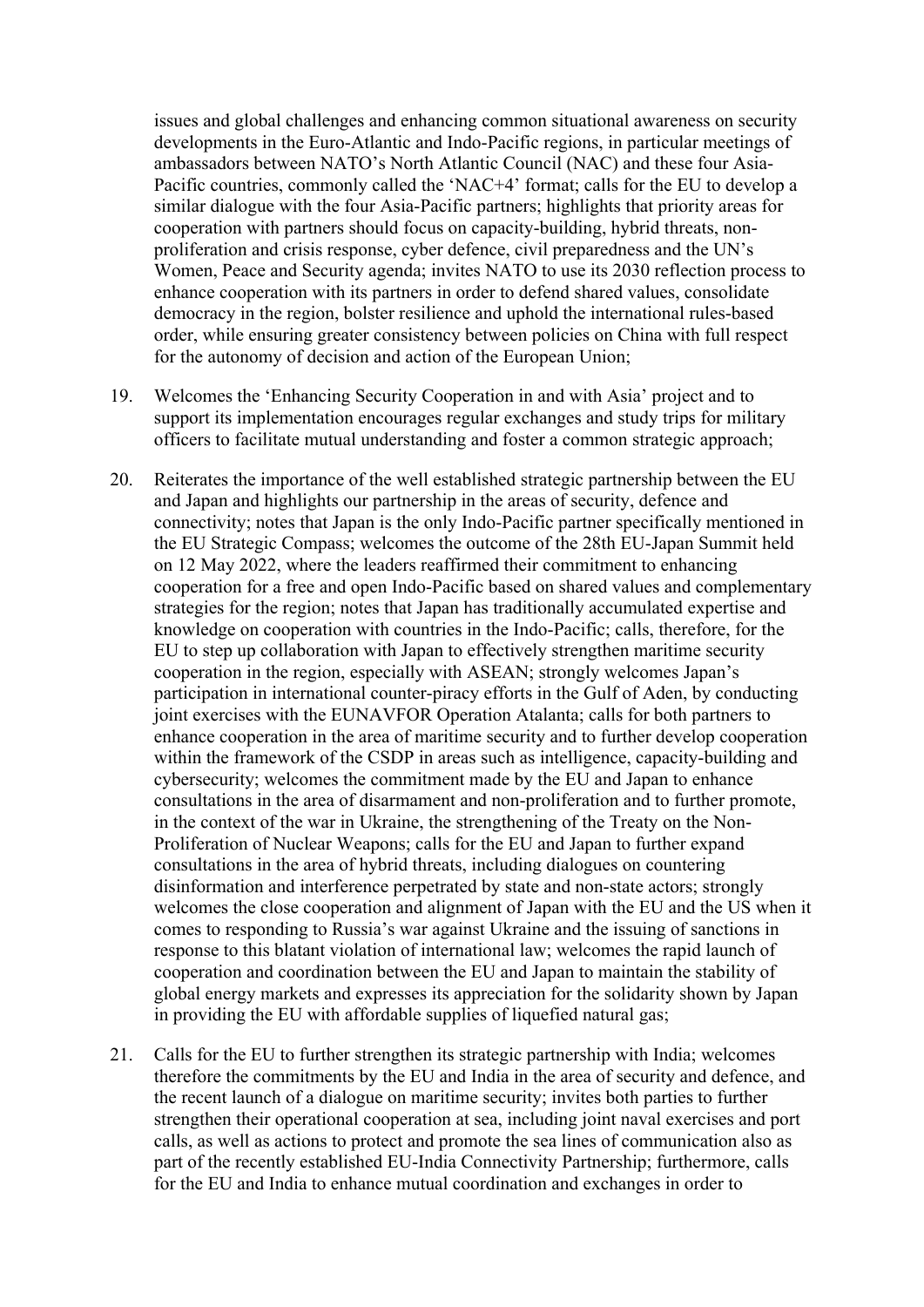issues and global challenges and enhancing common situational awareness on security developments in the Euro-Atlantic and Indo-Pacific regions, in particular meetings of ambassadors between NATO's North Atlantic Council (NAC) and these four Asia-Pacific countries, commonly called the 'NAC+4' format; calls for the EU to develop a similar dialogue with the four Asia-Pacific partners; highlights that priority areas for cooperation with partners should focus on capacity-building, hybrid threats, non-proliferation and crisis response, cyber defence, civil preparedness and the UN's Women, Peace and Security agenda; invites NATO to use its 2030 reflection process to enhance cooperation with its partners in order to defend shared values, consolidate democracy in the region, bolster resilience and uphold the international rules-based order, while ensuring greater consistency between policies on China with full respect for the autonomy of decision and action of the European Union;

19. Welcomes the 'Enhancing Security Cooperation in and with Asia' project and to support its implementation encourages regular exchanges and study trips for military officers to facilitate mutual understanding and foster a common strategic approach;

20. Reiterates the importance of the well established strategic partnership between the EU and Japan and highlights our partnership in the areas of security, defence and connectivity; notes that Japan is the only Indo-Pacific partner specifically mentioned in the EU Strategic Compass; welcomes the outcome of the 28th EU-Japan Summit held on 12 May 2022, where the leaders reaffirmed their commitment to enhancing cooperation for a free and open Indo-Pacific based on shared values and complementary strategies for the region; notes that Japan has traditionally accumulated expertise and knowledge on cooperation with countries in the Indo-Pacific; calls, therefore, for the EU to step up collaboration with Japan to effectively strengthen maritime security cooperation in the region, especially with ASEAN; strongly welcomes Japan's participation in international counter-piracy efforts in the Gulf of Aden, by conducting joint exercises with the EUNAVFOR Operation Atalanta; calls for both partners to enhance cooperation in the area of maritime security and to further develop cooperation within the framework of the CSDP in areas such as intelligence, capacity-building and cybersecurity; welcomes the commitment made by the EU and Japan to enhance consultations in the area of disarmament and non-proliferation and to further promote, in the context of the war in Ukraine, the strengthening of the Treaty on the Non-Proliferation of Nuclear Weapons; calls for the EU and Japan to further expand consultations in the area of hybrid threats, including dialogues on countering disinformation and interference perpetrated by state and non-state actors; strongly welcomes the close cooperation and alignment of Japan with the EU and the US when it comes to responding to Russia's war against Ukraine and the issuing of sanctions in response to this blatant violation of international law; welcomes the rapid launch of cooperation and coordination between the EU and Japan to maintain the stability of global energy markets and expresses its appreciation for the solidarity shown by Japan in providing the EU with affordable supplies of liquefied natural gas;

21. Calls for the EU to further strengthen its strategic partnership with India; welcomes therefore the commitments by the EU and India in the area of security and defence, and the recent launch of a dialogue on maritime security; invites both parties to further strengthen their operational cooperation at sea, including joint naval exercises and port calls, as well as actions to protect and promote the sea lines of communication also as part of the recently established EU-India Connectivity Partnership; furthermore, calls for the EU and India to enhance mutual coordination and exchanges in order to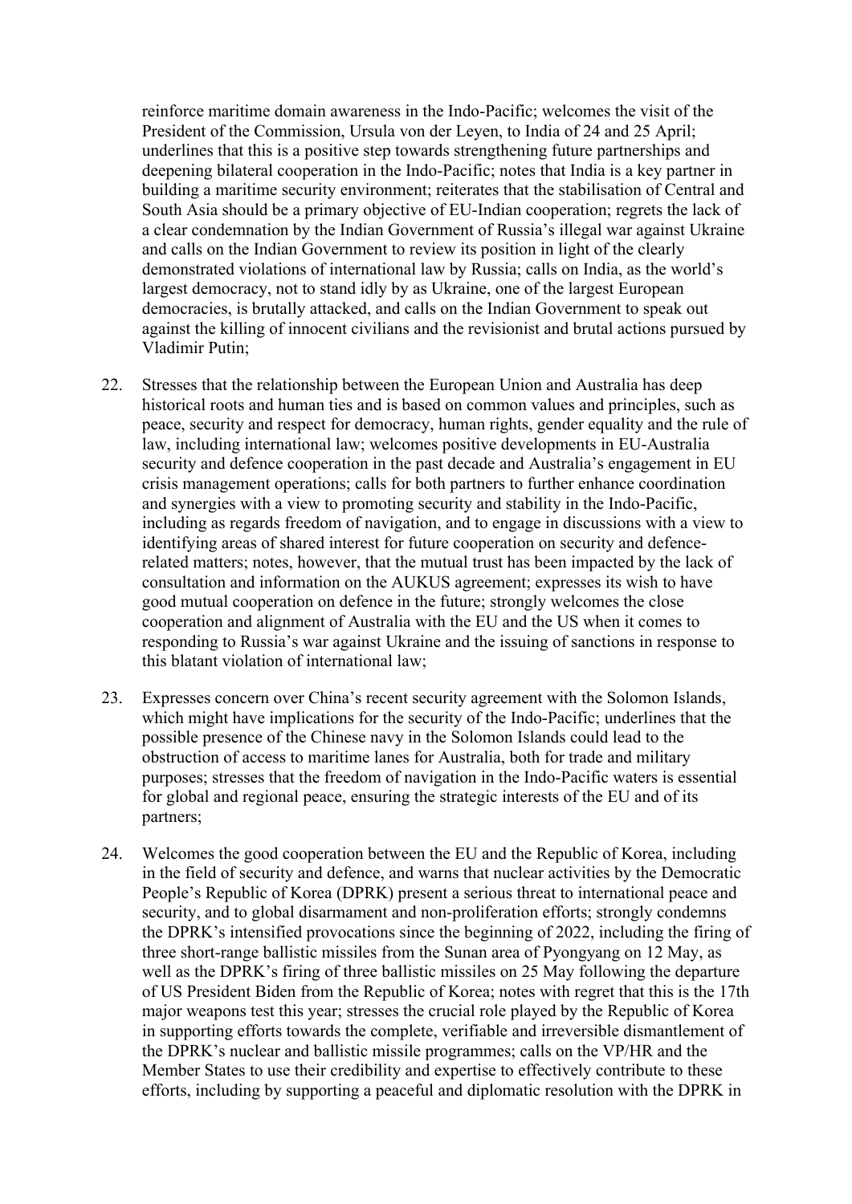reinforce maritime domain awareness in the Indo-Pacific; welcomes the visit of the President of the Commission, Ursula von der Leyen, to India of 24 and 25 April; underlines that this is a positive step towards strengthening future partnerships and deepening bilateral cooperation in the Indo-Pacific; notes that India is a key partner in building a maritime security environment; reiterates that the stabilisation of Central and South Asia should be a primary objective of EU-Indian cooperation; regrets the lack of a clear condemnation by the Indian Government of Russia's illegal war against Ukraine and calls on the Indian Government to review its position in light of the clearly demonstrated violations of international law by Russia; calls on India, as the world's largest democracy, not to stand idly by as Ukraine, one of the largest European democracies, is brutally attacked, and calls on the Indian Government to speak out against the killing of innocent civilians and the revisionist and brutal actions pursued by Vladimir Putin;

22. Stresses that the relationship between the European Union and Australia has deep historical roots and human ties and is based on common values and principles, such as peace, security and respect for democracy, human rights, gender equality and the rule of law, including international law; welcomes positive developments in EU-Australia security and defence cooperation in the past decade and Australia's engagement in EU crisis management operations; calls for both partners to further enhance coordination and synergies with a view to promoting security and stability in the Indo-Pacific, including as regards freedom of navigation, and to engage in discussions with a view to identifying areas of shared interest for future cooperation on security and defence-related matters; notes, however, that the mutual trust has been impacted by the lack of consultation and information on the AUKUS agreement; expresses its wish to have good mutual cooperation on defence in the future; strongly welcomes the close cooperation and alignment of Australia with the EU and the US when it comes to responding to Russia's war against Ukraine and the issuing of sanctions in response to this blatant violation of international law;

23. Expresses concern over China's recent security agreement with the Solomon Islands, which might have implications for the security of the Indo-Pacific; underlines that the possible presence of the Chinese navy in the Solomon Islands could lead to the obstruction of access to maritime lanes for Australia, both for trade and military purposes; stresses that the freedom of navigation in the Indo-Pacific waters is essential for global and regional peace, ensuring the strategic interests of the EU and of its partners;

24. Welcomes the good cooperation between the EU and the Republic of Korea, including in the field of security and defence, and warns that nuclear activities by the Democratic People's Republic of Korea (DPRK) present a serious threat to international peace and security, and to global disarmament and non-proliferation efforts; strongly condemns the DPRK's intensified provocations since the beginning of 2022, including the firing of three short-range ballistic missiles from the Sunan area of Pyongyang on 12 May, as well as the DPRK's firing of three ballistic missiles on 25 May following the departure of US President Biden from the Republic of Korea; notes with regret that this is the 17th major weapons test this year; stresses the crucial role played by the Republic of Korea in supporting efforts towards the complete, verifiable and irreversible dismantlement of the DPRK's nuclear and ballistic missile programmes; calls on the VP/HR and the Member States to use their credibility and expertise to effectively contribute to these efforts, including by supporting a peaceful and diplomatic resolution with the DPRK in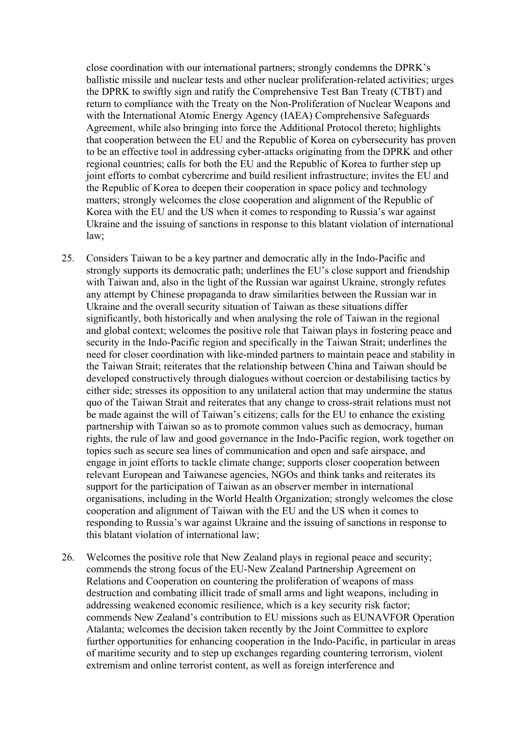close coordination with our international partners; strongly condemns the DPRK's ballistic missile and nuclear tests and other nuclear proliferation-related activities; urges the DPRK to swiftly sign and ratify the Comprehensive Test Ban Treaty (CTBT) and return to compliance with the Treaty on the Non-Proliferation of Nuclear Weapons and with the International Atomic Energy Agency (IAEA) Comprehensive Safeguards Agreement, while also bringing into force the Additional Protocol thereto; highlights that cooperation between the EU and the Republic of Korea on cybersecurity has proven to be an effective tool in addressing cyber-attacks originating from the DPRK and other regional countries; calls for both the EU and the Republic of Korea to further step up joint efforts to combat cybercrime and build resilient infrastructure; invites the EU and the Republic of Korea to deepen their cooperation in space policy and technology matters; strongly welcomes the close cooperation and alignment of the Republic of Korea with the EU and the US when it comes to responding to Russia's war against Ukraine and the issuing of sanctions in response to this blatant violation of international law;

25. Considers Taiwan to be a key partner and democratic ally in the Indo-Pacific and strongly supports its democratic path; underlines the EU's close support and friendship with Taiwan and, also in the light of the Russian war against Ukraine, strongly refutes any attempt by Chinese propaganda to draw similarities between the Russian war in Ukraine and the overall security situation of Taiwan as these situations differ significantly, both historically and when analysing the role of Taiwan in the regional and global context; welcomes the positive role that Taiwan plays in fostering peace and security in the Indo-Pacific region and specifically in the Taiwan Strait; underlines the need for closer coordination with like-minded partners to maintain peace and stability in the Taiwan Strait; reiterates that the relationship between China and Taiwan should be developed constructively through dialogues without coercion or destabilising tactics by either side; stresses its opposition to any unilateral action that may undermine the status quo of the Taiwan Strait and reiterates that any change to cross-strait relations must not be made against the will of Taiwan's citizens; calls for the EU to enhance the existing partnership with Taiwan so as to promote common values such as democracy, human rights, the rule of law and good governance in the Indo-Pacific region, work together on topics such as secure sea lines of communication and open and safe airspace, and engage in joint efforts to tackle climate change; supports closer cooperation between relevant European and Taiwanese agencies, NGOs and think tanks and reiterates its support for the participation of Taiwan as an observer member in international organisations, including in the World Health Organization; strongly welcomes the close cooperation and alignment of Taiwan with the EU and the US when it comes to responding to Russia's war against Ukraine and the issuing of sanctions in response to this blatant violation of international law;

26. Welcomes the positive role that New Zealand plays in regional peace and security; commends the strong focus of the EU-New Zealand Partnership Agreement on Relations and Cooperation on countering the proliferation of weapons of mass destruction and combating illicit trade of small arms and light weapons, including in addressing weakened economic resilience, which is a key security risk factor; commends New Zealand's contribution to EU missions such as EUNAVFOR Operation Atalanta; welcomes the decision taken recently by the Joint Committee to explore further opportunities for enhancing cooperation in the Indo-Pacific, in particular in areas of maritime security and to step up exchanges regarding countering terrorism, violent extremism and online terrorist content, as well as foreign interference and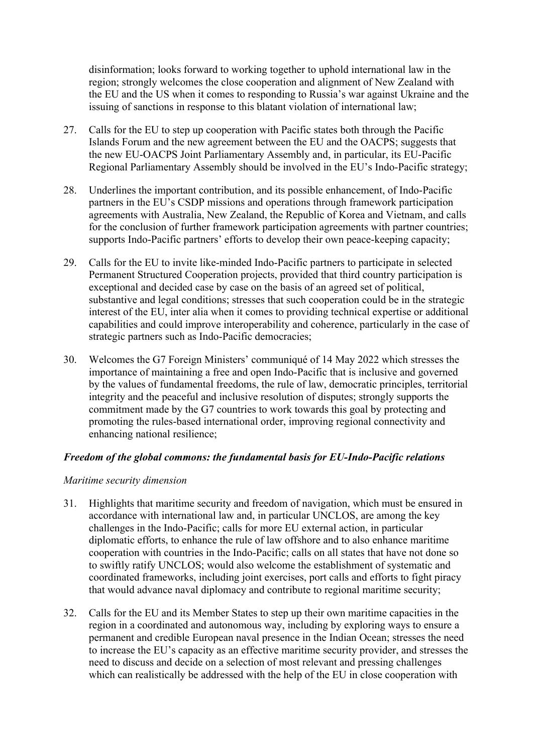disinformation; looks forward to working together to uphold international law in the region; strongly welcomes the close cooperation and alignment of New Zealand with the EU and the US when it comes to responding to Russia's war against Ukraine and the issuing of sanctions in response to this blatant violation of international law;

27. Calls for the EU to step up cooperation with Pacific states both through the Pacific Islands Forum and the new agreement between the EU and the OACPS; suggests that the new EU-OACPS Joint Parliamentary Assembly and, in particular, its EU-Pacific Regional Parliamentary Assembly should be involved in the EU's Indo-Pacific strategy;

28. Underlines the important contribution, and its possible enhancement, of Indo-Pacific partners in the EU's CSDP missions and operations through framework participation agreements with Australia, New Zealand, the Republic of Korea and Vietnam, and calls for the conclusion of further framework participation agreements with partner countries; supports Indo-Pacific partners' efforts to develop their own peace-keeping capacity;

29. Calls for the EU to invite like-minded Indo-Pacific partners to participate in selected Permanent Structured Cooperation projects, provided that third country participation is exceptional and decided case by case on the basis of an agreed set of political, substantive and legal conditions; stresses that such cooperation could be in the strategic interest of the EU, inter alia when it comes to providing technical expertise or additional capabilities and could improve interoperability and coherence, particularly in the case of strategic partners such as Indo-Pacific democracies;

30. Welcomes the G7 Foreign Ministers' communiqué of 14 May 2022 which stresses the importance of maintaining a free and open Indo-Pacific that is inclusive and governed by the values of fundamental freedoms, the rule of law, democratic principles, territorial integrity and the peaceful and inclusive resolution of disputes; strongly supports the commitment made by the G7 countries to work towards this goal by protecting and promoting the rules-based international order, improving regional connectivity and enhancing national resilience;

***Freedom of the global commons: the fundamental basis for EU-Indo-Pacific relations***

*Maritime security dimension*

31. Highlights that maritime security and freedom of navigation, which must be ensured in accordance with international law and, in particular UNCLOS, are among the key challenges in the Indo-Pacific; calls for more EU external action, in particular diplomatic efforts, to enhance the rule of law offshore and to also enhance maritime cooperation with countries in the Indo-Pacific; calls on all states that have not done so to swiftly ratify UNCLOS; would also welcome the establishment of systematic and coordinated frameworks, including joint exercises, port calls and efforts to fight piracy that would advance naval diplomacy and contribute to regional maritime security;

32. Calls for the EU and its Member States to step up their own maritime capacities in the region in a coordinated and autonomous way, including by exploring ways to ensure a permanent and credible European naval presence in the Indian Ocean; stresses the need to increase the EU's capacity as an effective maritime security provider, and stresses the need to discuss and decide on a selection of most relevant and pressing challenges which can realistically be addressed with the help of the EU in close cooperation with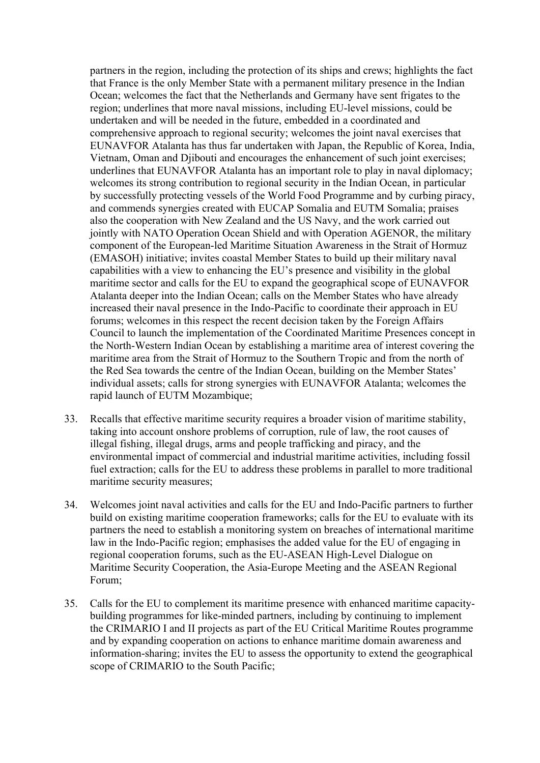partners in the region, including the protection of its ships and crews; highlights the fact that France is the only Member State with a permanent military presence in the Indian Ocean; welcomes the fact that the Netherlands and Germany have sent frigates to the region; underlines that more naval missions, including EU-level missions, could be undertaken and will be needed in the future, embedded in a coordinated and comprehensive approach to regional security; welcomes the joint naval exercises that EUNAVFOR Atalanta has thus far undertaken with Japan, the Republic of Korea, India, Vietnam, Oman and Djibouti and encourages the enhancement of such joint exercises; underlines that EUNAVFOR Atalanta has an important role to play in naval diplomacy; welcomes its strong contribution to regional security in the Indian Ocean, in particular by successfully protecting vessels of the World Food Programme and by curbing piracy, and commends synergies created with EUCAP Somalia and EUTM Somalia; praises also the cooperation with New Zealand and the US Navy, and the work carried out jointly with NATO Operation Ocean Shield and with Operation AGENOR, the military component of the European-led Maritime Situation Awareness in the Strait of Hormuz (EMASOH) initiative; invites coastal Member States to build up their military naval capabilities with a view to enhancing the EU's presence and visibility in the global maritime sector and calls for the EU to expand the geographical scope of EUNAVFOR Atalanta deeper into the Indian Ocean; calls on the Member States who have already increased their naval presence in the Indo-Pacific to coordinate their approach in EU forums; welcomes in this respect the recent decision taken by the Foreign Affairs Council to launch the implementation of the Coordinated Maritime Presences concept in the North-Western Indian Ocean by establishing a maritime area of interest covering the maritime area from the Strait of Hormuz to the Southern Tropic and from the north of the Red Sea towards the centre of the Indian Ocean, building on the Member States' individual assets; calls for strong synergies with EUNAVFOR Atalanta; welcomes the rapid launch of EUTM Mozambique;

33. Recalls that effective maritime security requires a broader vision of maritime stability, taking into account onshore problems of corruption, rule of law, the root causes of illegal fishing, illegal drugs, arms and people trafficking and piracy, and the environmental impact of commercial and industrial maritime activities, including fossil fuel extraction; calls for the EU to address these problems in parallel to more traditional maritime security measures;

34. Welcomes joint naval activities and calls for the EU and Indo-Pacific partners to further build on existing maritime cooperation frameworks; calls for the EU to evaluate with its partners the need to establish a monitoring system on breaches of international maritime law in the Indo-Pacific region; emphasises the added value for the EU of engaging in regional cooperation forums, such as the EU-ASEAN High-Level Dialogue on Maritime Security Cooperation, the Asia-Europe Meeting and the ASEAN Regional Forum;

35. Calls for the EU to complement its maritime presence with enhanced maritime capacity-building programmes for like-minded partners, including by continuing to implement the CRIMARIO I and II projects as part of the EU Critical Maritime Routes programme and by expanding cooperation on actions to enhance maritime domain awareness and information-sharing; invites the EU to assess the opportunity to extend the geographical scope of CRIMARIO to the South Pacific;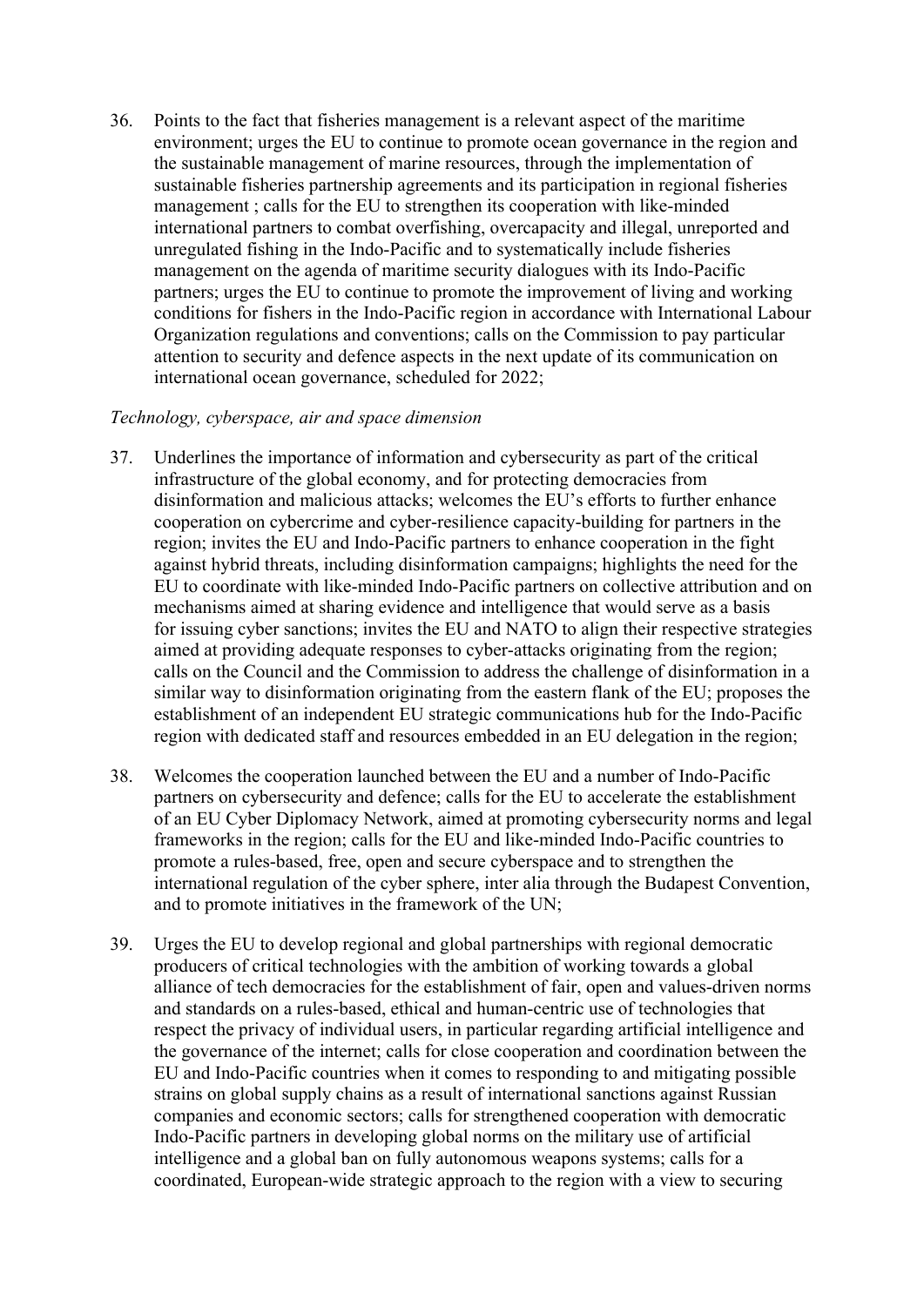36. Points to the fact that fisheries management is a relevant aspect of the maritime environment; urges the EU to continue to promote ocean governance in the region and the sustainable management of marine resources, through the implementation of sustainable fisheries partnership agreements and its participation in regional fisheries management ; calls for the EU to strengthen its cooperation with like-minded international partners to combat overfishing, overcapacity and illegal, unreported and unregulated fishing in the Indo-Pacific and to systematically include fisheries management on the agenda of maritime security dialogues with its Indo-Pacific partners; urges the EU to continue to promote the improvement of living and working conditions for fishers in the Indo-Pacific region in accordance with International Labour Organization regulations and conventions; calls on the Commission to pay particular attention to security and defence aspects in the next update of its communication on international ocean governance, scheduled for 2022;

*Technology, cyberspace, air and space dimension*

37. Underlines the importance of information and cybersecurity as part of the critical infrastructure of the global economy, and for protecting democracies from disinformation and malicious attacks; welcomes the EU's efforts to further enhance cooperation on cybercrime and cyber-resilience capacity-building for partners in the region; invites the EU and Indo-Pacific partners to enhance cooperation in the fight against hybrid threats, including disinformation campaigns; highlights the need for the EU to coordinate with like-minded Indo-Pacific partners on collective attribution and on mechanisms aimed at sharing evidence and intelligence that would serve as a basis for issuing cyber sanctions; invites the EU and NATO to align their respective strategies aimed at providing adequate responses to cyber-attacks originating from the region; calls on the Council and the Commission to address the challenge of disinformation in a similar way to disinformation originating from the eastern flank of the EU; proposes the establishment of an independent EU strategic communications hub for the Indo-Pacific region with dedicated staff and resources embedded in an EU delegation in the region;

38. Welcomes the cooperation launched between the EU and a number of Indo-Pacific partners on cybersecurity and defence; calls for the EU to accelerate the establishment of an EU Cyber Diplomacy Network, aimed at promoting cybersecurity norms and legal frameworks in the region; calls for the EU and like-minded Indo-Pacific countries to promote a rules-based, free, open and secure cyberspace and to strengthen the international regulation of the cyber sphere, inter alia through the Budapest Convention, and to promote initiatives in the framework of the UN;

39. Urges the EU to develop regional and global partnerships with regional democratic producers of critical technologies with the ambition of working towards a global alliance of tech democracies for the establishment of fair, open and values-driven norms and standards on a rules-based, ethical and human-centric use of technologies that respect the privacy of individual users, in particular regarding artificial intelligence and the governance of the internet; calls for close cooperation and coordination between the EU and Indo-Pacific countries when it comes to responding to and mitigating possible strains on global supply chains as a result of international sanctions against Russian companies and economic sectors; calls for strengthened cooperation with democratic Indo-Pacific partners in developing global norms on the military use of artificial intelligence and a global ban on fully autonomous weapons systems; calls for a coordinated, European-wide strategic approach to the region with a view to securing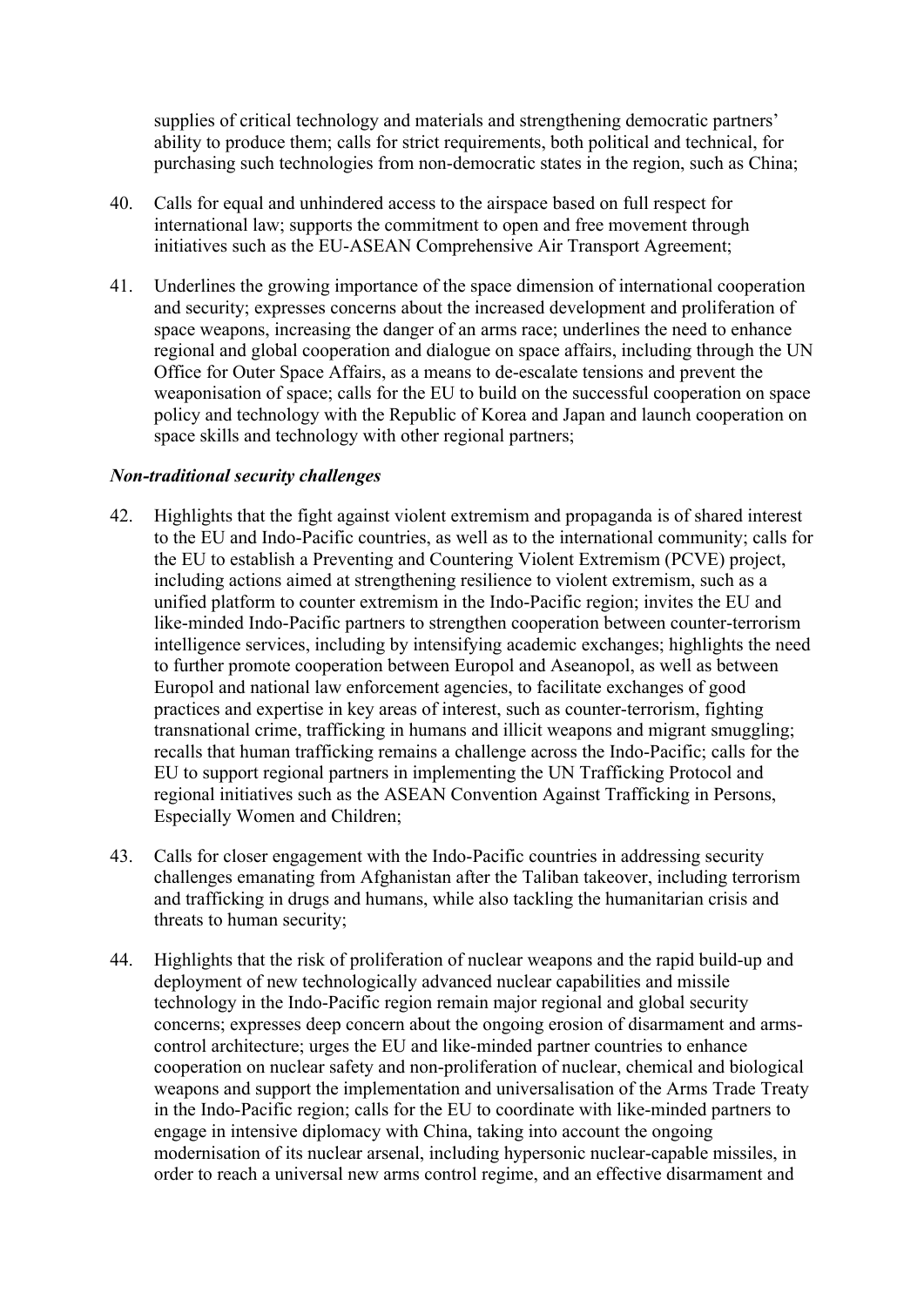supplies of critical technology and materials and strengthening democratic partners' ability to produce them; calls for strict requirements, both political and technical, for purchasing such technologies from non-democratic states in the region, such as China;

40. Calls for equal and unhindered access to the airspace based on full respect for international law; supports the commitment to open and free movement through initiatives such as the EU-ASEAN Comprehensive Air Transport Agreement;

41. Underlines the growing importance of the space dimension of international cooperation and security; expresses concerns about the increased development and proliferation of space weapons, increasing the danger of an arms race; underlines the need to enhance regional and global cooperation and dialogue on space affairs, including through the UN Office for Outer Space Affairs, as a means to de-escalate tensions and prevent the weaponisation of space; calls for the EU to build on the successful cooperation on space policy and technology with the Republic of Korea and Japan and launch cooperation on space skills and technology with other regional partners;

***Non-traditional security challenges***

42. Highlights that the fight against violent extremism and propaganda is of shared interest to the EU and Indo-Pacific countries, as well as to the international community; calls for the EU to establish a Preventing and Countering Violent Extremism (PCVE) project, including actions aimed at strengthening resilience to violent extremism, such as a unified platform to counter extremism in the Indo-Pacific region; invites the EU and like-minded Indo-Pacific partners to strengthen cooperation between counter-terrorism intelligence services, including by intensifying academic exchanges; highlights the need to further promote cooperation between Europol and Aseanopol, as well as between Europol and national law enforcement agencies, to facilitate exchanges of good practices and expertise in key areas of interest, such as counter-terrorism, fighting transnational crime, trafficking in humans and illicit weapons and migrant smuggling; recalls that human trafficking remains a challenge across the Indo-Pacific; calls for the EU to support regional partners in implementing the UN Trafficking Protocol and regional initiatives such as the ASEAN Convention Against Trafficking in Persons, Especially Women and Children;

43. Calls for closer engagement with the Indo-Pacific countries in addressing security challenges emanating from Afghanistan after the Taliban takeover, including terrorism and trafficking in drugs and humans, while also tackling the humanitarian crisis and threats to human security;

44. Highlights that the risk of proliferation of nuclear weapons and the rapid build-up and deployment of new technologically advanced nuclear capabilities and missile technology in the Indo-Pacific region remain major regional and global security concerns; expresses deep concern about the ongoing erosion of disarmament and arms-control architecture; urges the EU and like-minded partner countries to enhance cooperation on nuclear safety and non-proliferation of nuclear, chemical and biological weapons and support the implementation and universalisation of the Arms Trade Treaty in the Indo-Pacific region; calls for the EU to coordinate with like-minded partners to engage in intensive diplomacy with China, taking into account the ongoing modernisation of its nuclear arsenal, including hypersonic nuclear-capable missiles, in order to reach a universal new arms control regime, and an effective disarmament and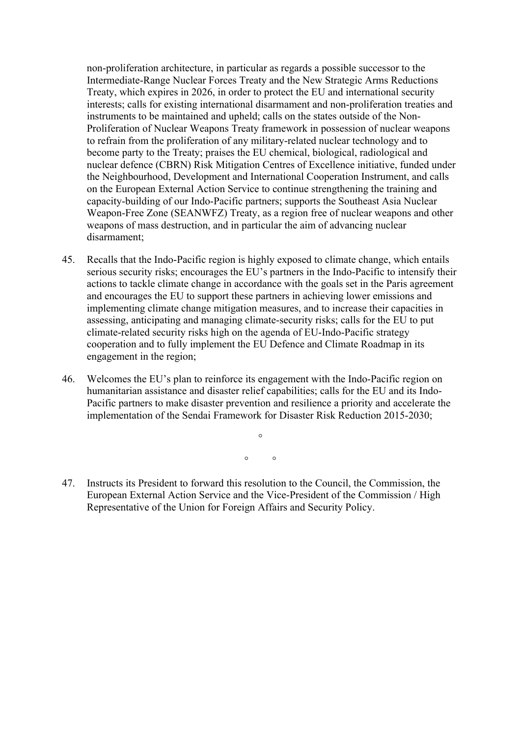non-proliferation architecture, in particular as regards a possible successor to the Intermediate-Range Nuclear Forces Treaty and the New Strategic Arms Reductions Treaty, which expires in 2026, in order to protect the EU and international security interests; calls for existing international disarmament and non-proliferation treaties and instruments to be maintained and upheld; calls on the states outside of the Non-Proliferation of Nuclear Weapons Treaty framework in possession of nuclear weapons to refrain from the proliferation of any military-related nuclear technology and to become party to the Treaty; praises the EU chemical, biological, radiological and nuclear defence (CBRN) Risk Mitigation Centres of Excellence initiative, funded under the Neighbourhood, Development and International Cooperation Instrument, and calls on the European External Action Service to continue strengthening the training and capacity-building of our Indo-Pacific partners; supports the Southeast Asia Nuclear Weapon-Free Zone (SEANWFZ) Treaty, as a region free of nuclear weapons and other weapons of mass destruction, and in particular the aim of advancing nuclear disarmament;

45. Recalls that the Indo-Pacific region is highly exposed to climate change, which entails serious security risks; encourages the EU's partners in the Indo-Pacific to intensify their actions to tackle climate change in accordance with the goals set in the Paris agreement and encourages the EU to support these partners in achieving lower emissions and implementing climate change mitigation measures, and to increase their capacities in assessing, anticipating and managing climate-security risks; calls for the EU to put climate-related security risks high on the agenda of EU-Indo-Pacific strategy cooperation and to fully implement the EU Defence and Climate Roadmap in its engagement in the region;

46. Welcomes the EU's plan to reinforce its engagement with the Indo-Pacific region on humanitarian assistance and disaster relief capabilities; calls for the EU and its Indo-Pacific partners to make disaster prevention and resilience a priority and accelerate the implementation of the Sendai Framework for Disaster Risk Reduction 2015-2030;

°

° °

47. Instructs its President to forward this resolution to the Council, the Commission, the European External Action Service and the Vice-President of the Commission / High Representative of the Union for Foreign Affairs and Security Policy.